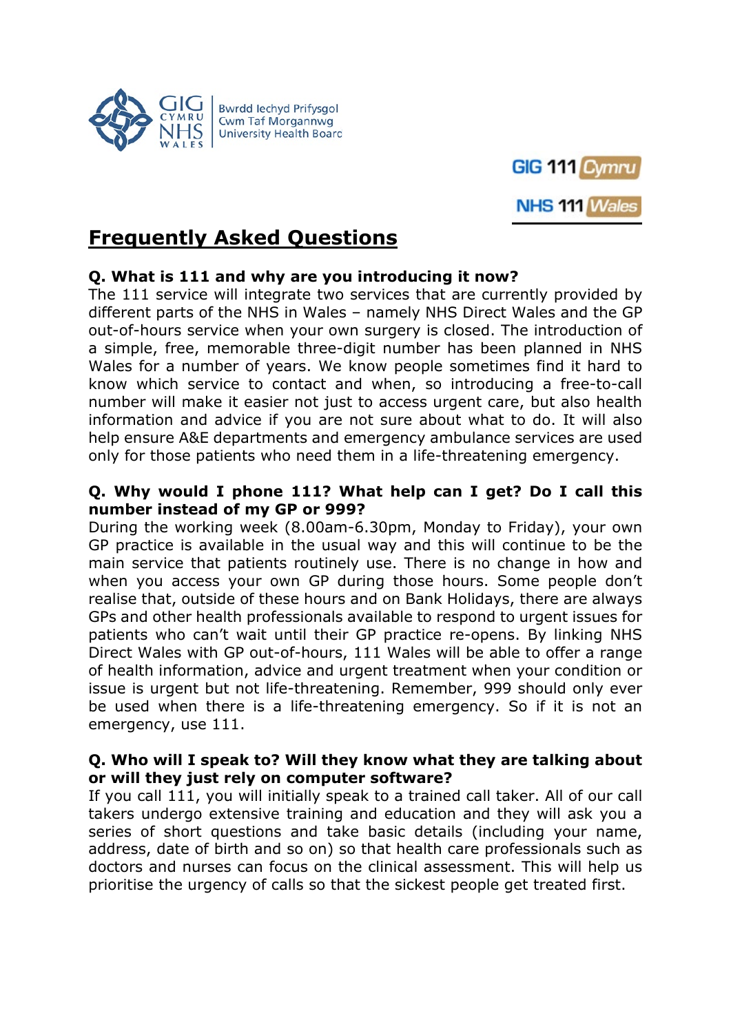GIG CYMRU NHS WALES | Bwrdd Iechyd Prifysgol Cwm Taf Morgannwg University Health Board

GIG 111 Cymru

NHS 111 Wales

# Frequently Asked Questions

**Q. What is 111 and why are you introducing it now?**

The 111 service will integrate two services that are currently provided by different parts of the NHS in Wales – namely NHS Direct Wales and the GP out-of-hours service when your own surgery is closed. The introduction of a simple, free, memorable three-digit number has been planned in NHS Wales for a number of years. We know people sometimes find it hard to know which service to contact and when, so introducing a free-to-call number will make it easier not just to access urgent care, but also health information and advice if you are not sure about what to do. It will also help ensure A&E departments and emergency ambulance services are used only for those patients who need them in a life-threatening emergency.

**Q. Why would I phone 111? What help can I get? Do I call this number instead of my GP or 999?**

During the working week (8.00am-6.30pm, Monday to Friday), your own GP practice is available in the usual way and this will continue to be the main service that patients routinely use. There is no change in how and when you access your own GP during those hours. Some people don't realise that, outside of these hours and on Bank Holidays, there are always GPs and other health professionals available to respond to urgent issues for patients who can't wait until their GP practice re-opens. By linking NHS Direct Wales with GP out-of-hours, 111 Wales will be able to offer a range of health information, advice and urgent treatment when your condition or issue is urgent but not life-threatening. Remember, 999 should only ever be used when there is a life-threatening emergency. So if it is not an emergency, use 111.

**Q. Who will I speak to? Will they know what they are talking about or will they just rely on computer software?**

If you call 111, you will initially speak to a trained call taker. All of our call takers undergo extensive training and education and they will ask you a series of short questions and take basic details (including your name, address, date of birth and so on) so that health care professionals such as doctors and nurses can focus on the clinical assessment. This will help us prioritise the urgency of calls so that the sickest people get treated first.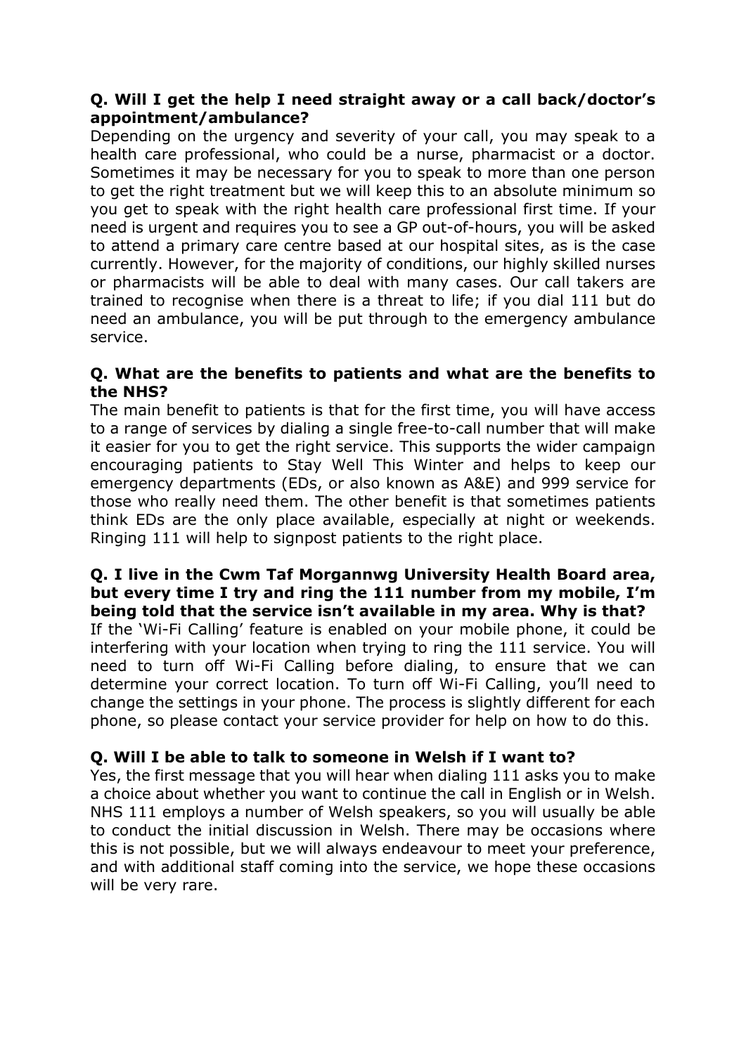**Q. Will I get the help I need straight away or a call back/doctor's appointment/ambulance?**

Depending on the urgency and severity of your call, you may speak to a health care professional, who could be a nurse, pharmacist or a doctor. Sometimes it may be necessary for you to speak to more than one person to get the right treatment but we will keep this to an absolute minimum so you get to speak with the right health care professional first time. If your need is urgent and requires you to see a GP out-of-hours, you will be asked to attend a primary care centre based at our hospital sites, as is the case currently. However, for the majority of conditions, our highly skilled nurses or pharmacists will be able to deal with many cases. Our call takers are trained to recognise when there is a threat to life; if you dial 111 but do need an ambulance, you will be put through to the emergency ambulance service.

**Q. What are the benefits to patients and what are the benefits to the NHS?**

The main benefit to patients is that for the first time, you will have access to a range of services by dialing a single free-to-call number that will make it easier for you to get the right service. This supports the wider campaign encouraging patients to Stay Well This Winter and helps to keep our emergency departments (EDs, or also known as A&E) and 999 service for those who really need them. The other benefit is that sometimes patients think EDs are the only place available, especially at night or weekends. Ringing 111 will help to signpost patients to the right place.

**Q. I live in the Cwm Taf Morgannwg University Health Board area, but every time I try and ring the 111 number from my mobile, I'm being told that the service isn't available in my area. Why is that?**

If the 'Wi-Fi Calling' feature is enabled on your mobile phone, it could be interfering with your location when trying to ring the 111 service. You will need to turn off Wi-Fi Calling before dialing, to ensure that we can determine your correct location. To turn off Wi-Fi Calling, you'll need to change the settings in your phone. The process is slightly different for each phone, so please contact your service provider for help on how to do this.

**Q. Will I be able to talk to someone in Welsh if I want to?**

Yes, the first message that you will hear when dialing 111 asks you to make a choice about whether you want to continue the call in English or in Welsh. NHS 111 employs a number of Welsh speakers, so you will usually be able to conduct the initial discussion in Welsh. There may be occasions where this is not possible, but we will always endeavour to meet your preference, and with additional staff coming into the service, we hope these occasions will be very rare.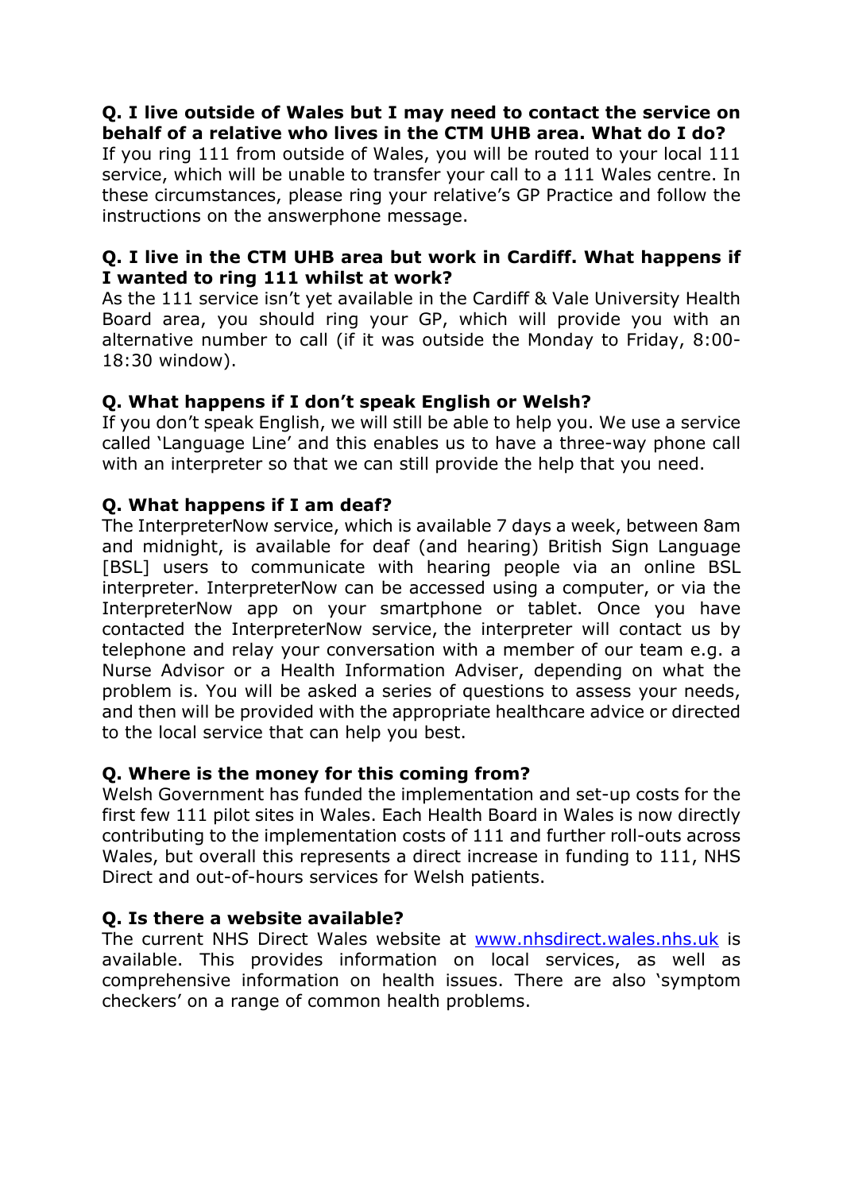**Q. I live outside of Wales but I may need to contact the service on behalf of a relative who lives in the CTM UHB area. What do I do?**

If you ring 111 from outside of Wales, you will be routed to your local 111 service, which will be unable to transfer your call to a 111 Wales centre. In these circumstances, please ring your relative's GP Practice and follow the instructions on the answerphone message.

**Q. I live in the CTM UHB area but work in Cardiff. What happens if I wanted to ring 111 whilst at work?**

As the 111 service isn't yet available in the Cardiff & Vale University Health Board area, you should ring your GP, which will provide you with an alternative number to call (if it was outside the Monday to Friday, 8:00-18:30 window).

**Q. What happens if I don't speak English or Welsh?**

If you don't speak English, we will still be able to help you. We use a service called 'Language Line' and this enables us to have a three-way phone call with an interpreter so that we can still provide the help that you need.

**Q. What happens if I am deaf?**

The InterpreterNow service, which is available 7 days a week, between 8am and midnight, is available for deaf (and hearing) British Sign Language [BSL] users to communicate with hearing people via an online BSL interpreter. InterpreterNow can be accessed using a computer, or via the InterpreterNow app on your smartphone or tablet. Once you have contacted the InterpreterNow service, the interpreter will contact us by telephone and relay your conversation with a member of our team e.g. a Nurse Advisor or a Health Information Adviser, depending on what the problem is. You will be asked a series of questions to assess your needs, and then will be provided with the appropriate healthcare advice or directed to the local service that can help you best.

**Q. Where is the money for this coming from?**

Welsh Government has funded the implementation and set-up costs for the first few 111 pilot sites in Wales. Each Health Board in Wales is now directly contributing to the implementation costs of 111 and further roll-outs across Wales, but overall this represents a direct increase in funding to 111, NHS Direct and out-of-hours services for Welsh patients.

**Q. Is there a website available?**

The current NHS Direct Wales website at [www.nhsdirect.wales.nhs.uk](http://www.nhsdirect.wales.nhs.uk) is available. This provides information on local services, as well as comprehensive information on health issues. There are also 'symptom checkers' on a range of common health problems.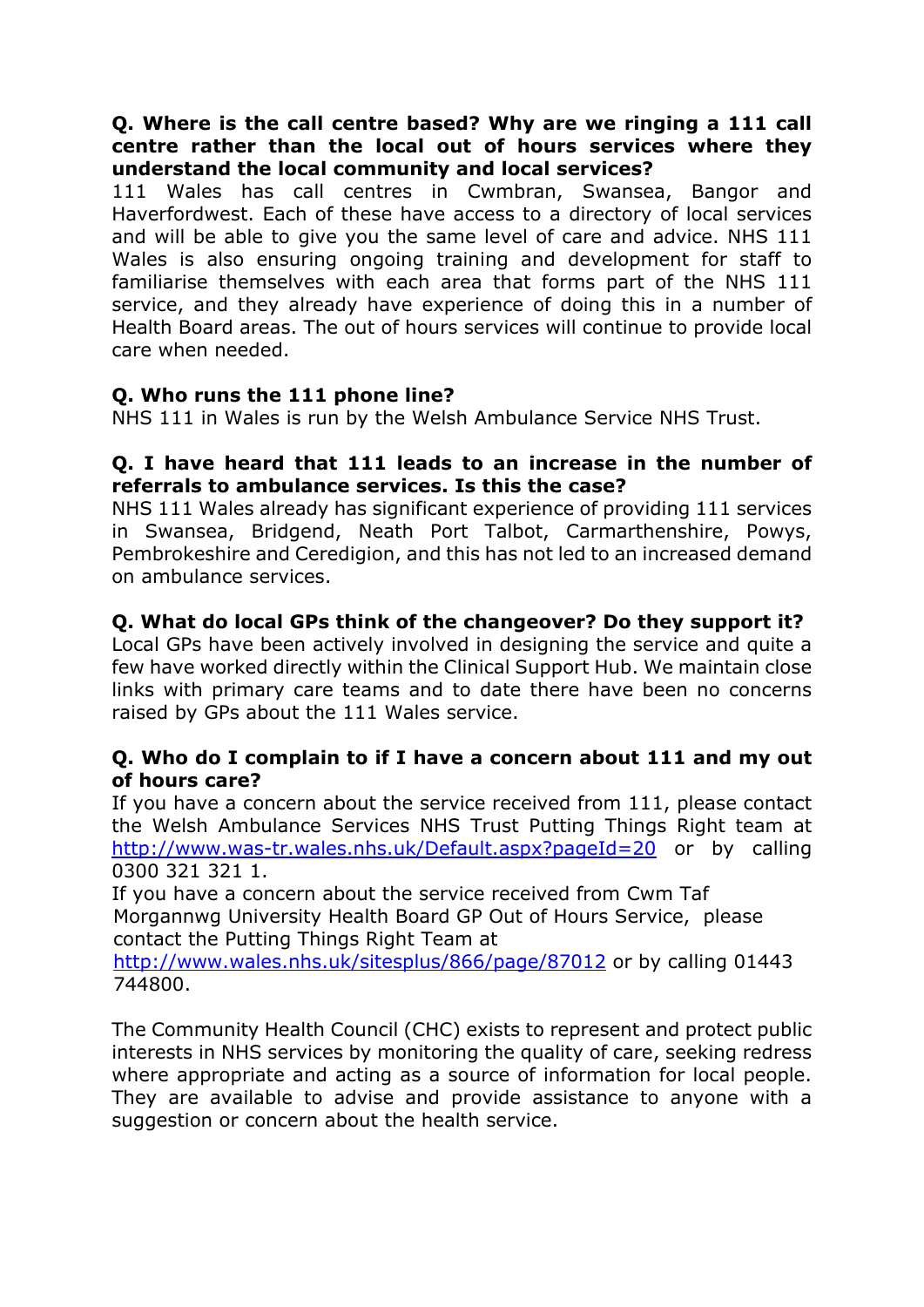**Q. Where is the call centre based? Why are we ringing a 111 call centre rather than the local out of hours services where they understand the local community and local services?**

111 Wales has call centres in Cwmbran, Swansea, Bangor and Haverfordwest. Each of these have access to a directory of local services and will be able to give you the same level of care and advice. NHS 111 Wales is also ensuring ongoing training and development for staff to familiarise themselves with each area that forms part of the NHS 111 service, and they already have experience of doing this in a number of Health Board areas. The out of hours services will continue to provide local care when needed.

**Q. Who runs the 111 phone line?**

NHS 111 in Wales is run by the Welsh Ambulance Service NHS Trust.

**Q. I have heard that 111 leads to an increase in the number of referrals to ambulance services. Is this the case?**

NHS 111 Wales already has significant experience of providing 111 services in Swansea, Bridgend, Neath Port Talbot, Carmarthenshire, Powys, Pembrokeshire and Ceredigion, and this has not led to an increased demand on ambulance services.

**Q. What do local GPs think of the changeover? Do they support it?**

Local GPs have been actively involved in designing the service and quite a few have worked directly within the Clinical Support Hub. We maintain close links with primary care teams and to date there have been no concerns raised by GPs about the 111 Wales service.

**Q. Who do I complain to if I have a concern about 111 and my out of hours care?**

If you have a concern about the service received from 111, please contact the Welsh Ambulance Services NHS Trust Putting Things Right team at http://www.was-tr.wales.nhs.uk/Default.aspx?pageId=20 or by calling 0300 321 321 1.

If you have a concern about the service received from Cwm Taf Morgannwg University Health Board GP Out of Hours Service, please contact the Putting Things Right Team at http://www.wales.nhs.uk/sitesplus/866/page/87012 or by calling 01443 744800.

The Community Health Council (CHC) exists to represent and protect public interests in NHS services by monitoring the quality of care, seeking redress where appropriate and acting as a source of information for local people. They are available to advise and provide assistance to anyone with a suggestion or concern about the health service.